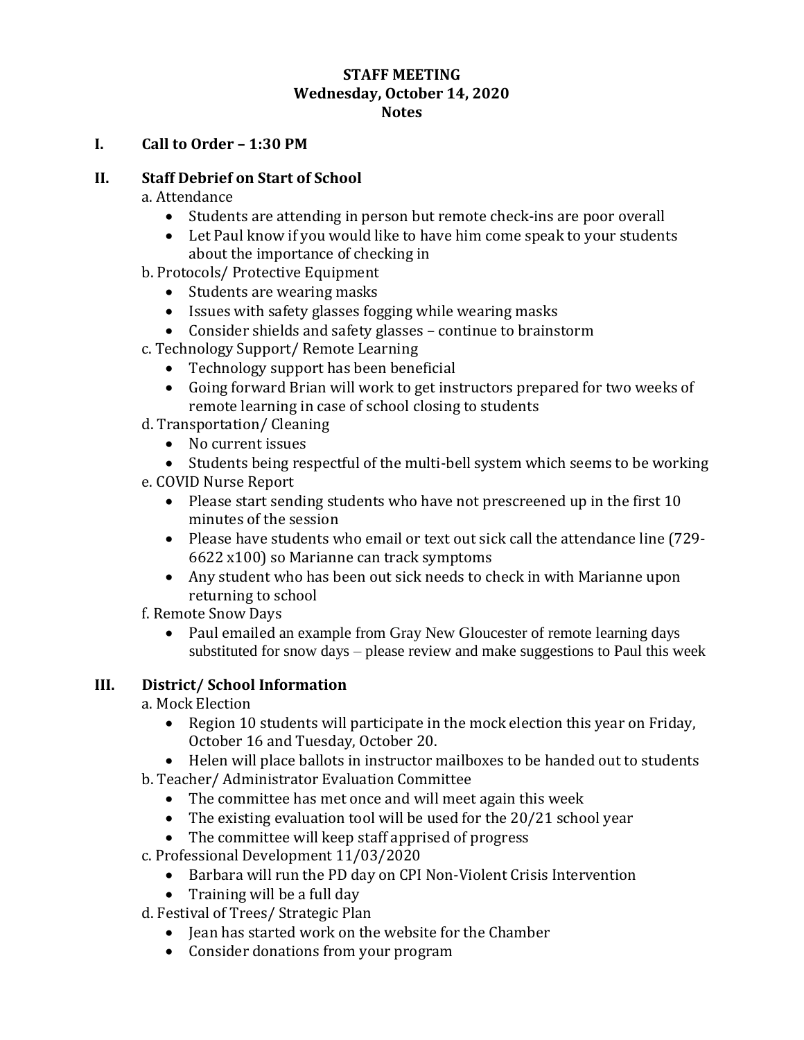**STAFF MEETING**
**Wednesday, October 14, 2020**
**Notes**

## I. Call to Order – 1:30 PM

## II. Staff Debrief on Start of School

a. Attendance

- Students are attending in person but remote check-ins are poor overall
- Let Paul know if you would like to have him come speak to your students about the importance of checking in

b. Protocols/ Protective Equipment

- Students are wearing masks
- Issues with safety glasses fogging while wearing masks
- Consider shields and safety glasses – continue to brainstorm

c. Technology Support/ Remote Learning

- Technology support has been beneficial
- Going forward Brian will work to get instructors prepared for two weeks of remote learning in case of school closing to students

d. Transportation/ Cleaning

- No current issues
- Students being respectful of the multi-bell system which seems to be working

e. COVID Nurse Report

- Please start sending students who have not prescreened up in the first 10 minutes of the session
- Please have students who email or text out sick call the attendance line (729-6622 x100) so Marianne can track symptoms
- Any student who has been out sick needs to check in with Marianne upon returning to school

f. Remote Snow Days

- Paul emailed an example from Gray New Gloucester of remote learning days substituted for snow days – please review and make suggestions to Paul this week

## III. District/ School Information

a. Mock Election

- Region 10 students will participate in the mock election this year on Friday, October 16 and Tuesday, October 20.
- Helen will place ballots in instructor mailboxes to be handed out to students

b. Teacher/ Administrator Evaluation Committee

- The committee has met once and will meet again this week
- The existing evaluation tool will be used for the 20/21 school year
- The committee will keep staff apprised of progress

c. Professional Development 11/03/2020

- Barbara will run the PD day on CPI Non-Violent Crisis Intervention
- Training will be a full day

d. Festival of Trees/ Strategic Plan

- Jean has started work on the website for the Chamber
- Consider donations from your program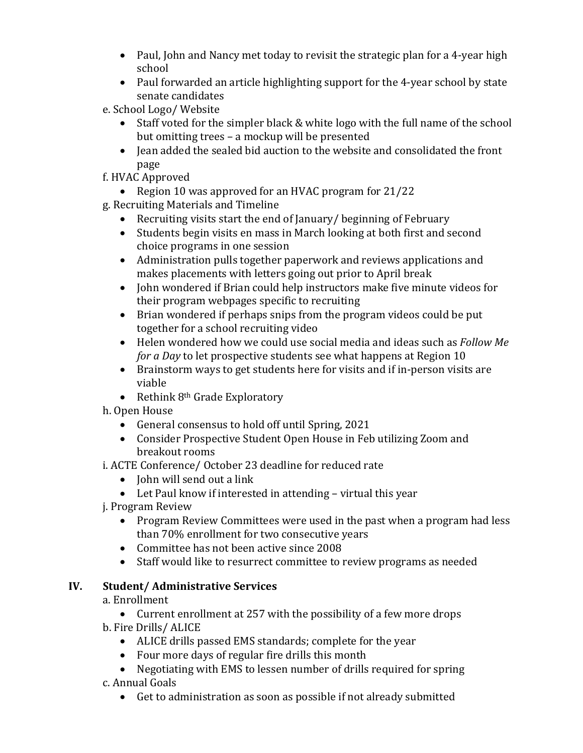- Paul, John and Nancy met today to revisit the strategic plan for a 4-year high school
- Paul forwarded an article highlighting support for the 4-year school by state senate candidates

e. School Logo/ Website

- Staff voted for the simpler black & white logo with the full name of the school but omitting trees – a mockup will be presented
- Jean added the sealed bid auction to the website and consolidated the front page

f. HVAC Approved

- Region 10 was approved for an HVAC program for 21/22

g. Recruiting Materials and Timeline

- Recruiting visits start the end of January/ beginning of February
- Students begin visits en mass in March looking at both first and second choice programs in one session
- Administration pulls together paperwork and reviews applications and makes placements with letters going out prior to April break
- John wondered if Brian could help instructors make five minute videos for their program webpages specific to recruiting
- Brian wondered if perhaps snips from the program videos could be put together for a school recruiting video
- Helen wondered how we could use social media and ideas such as *Follow Me for a Day* to let prospective students see what happens at Region 10
- Brainstorm ways to get students here for visits and if in-person visits are viable
- Rethink 8th Grade Exploratory

h. Open House

- General consensus to hold off until Spring, 2021
- Consider Prospective Student Open House in Feb utilizing Zoom and breakout rooms

i. ACTE Conference/ October 23 deadline for reduced rate

- John will send out a link
- Let Paul know if interested in attending – virtual this year

j. Program Review

- Program Review Committees were used in the past when a program had less than 70% enrollment for two consecutive years
- Committee has not been active since 2008
- Staff would like to resurrect committee to review programs as needed

## IV. Student/ Administrative Services

a. Enrollment

- Current enrollment at 257 with the possibility of a few more drops

b. Fire Drills/ ALICE

- ALICE drills passed EMS standards; complete for the year
- Four more days of regular fire drills this month
- Negotiating with EMS to lessen number of drills required for spring

c. Annual Goals

- Get to administration as soon as possible if not already submitted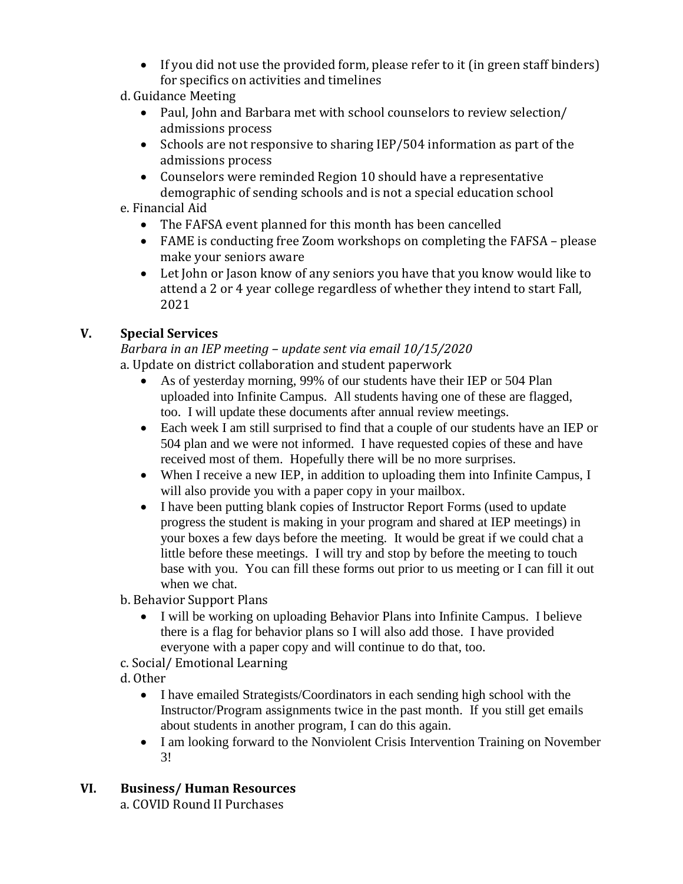- If you did not use the provided form, please refer to it (in green staff binders) for specifics on activities and timelines

d. Guidance Meeting

- Paul, John and Barbara met with school counselors to review selection/ admissions process
- Schools are not responsive to sharing IEP/504 information as part of the admissions process
- Counselors were reminded Region 10 should have a representative demographic of sending schools and is not a special education school

e. Financial Aid

- The FAFSA event planned for this month has been cancelled
- FAME is conducting free Zoom workshops on completing the FAFSA – please make your seniors aware
- Let John or Jason know of any seniors you have that you know would like to attend a 2 or 4 year college regardless of whether they intend to start Fall, 2021

## V. Special Services

*Barbara in an IEP meeting – update sent via email 10/15/2020*

a. Update on district collaboration and student paperwork

- As of yesterday morning, 99% of our students have their IEP or 504 Plan uploaded into Infinite Campus. All students having one of these are flagged, too. I will update these documents after annual review meetings.
- Each week I am still surprised to find that a couple of our students have an IEP or 504 plan and we were not informed. I have requested copies of these and have received most of them. Hopefully there will be no more surprises.
- When I receive a new IEP, in addition to uploading them into Infinite Campus, I will also provide you with a paper copy in your mailbox.
- I have been putting blank copies of Instructor Report Forms (used to update progress the student is making in your program and shared at IEP meetings) in your boxes a few days before the meeting. It would be great if we could chat a little before these meetings. I will try and stop by before the meeting to touch base with you. You can fill these forms out prior to us meeting or I can fill it out when we chat.

b. Behavior Support Plans

- I will be working on uploading Behavior Plans into Infinite Campus. I believe there is a flag for behavior plans so I will also add those. I have provided everyone with a paper copy and will continue to do that, too.

c. Social/ Emotional Learning

d. Other

- I have emailed Strategists/Coordinators in each sending high school with the Instructor/Program assignments twice in the past month. If you still get emails about students in another program, I can do this again.
- I am looking forward to the Nonviolent Crisis Intervention Training on November 3!

## VI. Business/ Human Resources

a. COVID Round II Purchases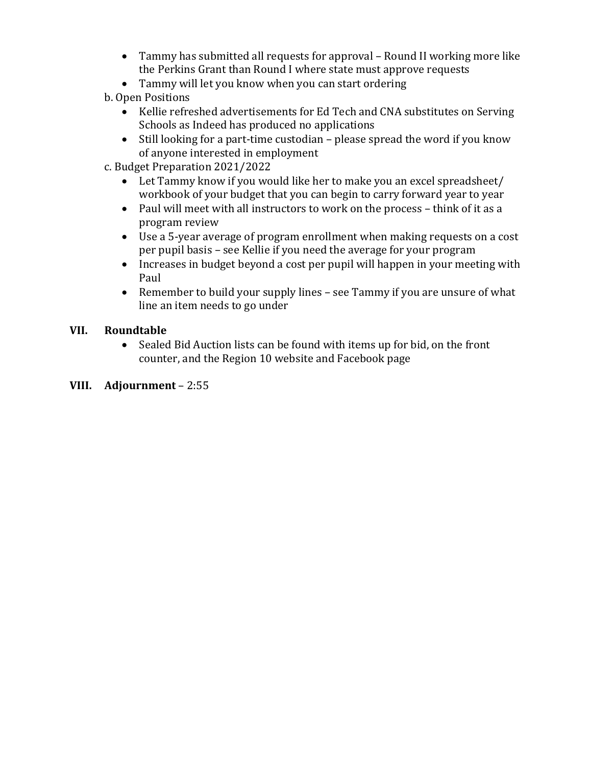- Tammy has submitted all requests for approval – Round II working more like the Perkins Grant than Round I where state must approve requests
- Tammy will let you know when you can start ordering

b. Open Positions

- Kellie refreshed advertisements for Ed Tech and CNA substitutes on Serving Schools as Indeed has produced no applications
- Still looking for a part-time custodian – please spread the word if you know of anyone interested in employment

c. Budget Preparation 2021/2022

- Let Tammy know if you would like her to make you an excel spreadsheet/ workbook of your budget that you can begin to carry forward year to year
- Paul will meet with all instructors to work on the process – think of it as a program review
- Use a 5-year average of program enrollment when making requests on a cost per pupil basis – see Kellie if you need the average for your program
- Increases in budget beyond a cost per pupil will happen in your meeting with Paul
- Remember to build your supply lines – see Tammy if you are unsure of what line an item needs to go under

## VII. Roundtable

- Sealed Bid Auction lists can be found with items up for bid, on the front counter, and the Region 10 website and Facebook page

## VIII. Adjournment – 2:55